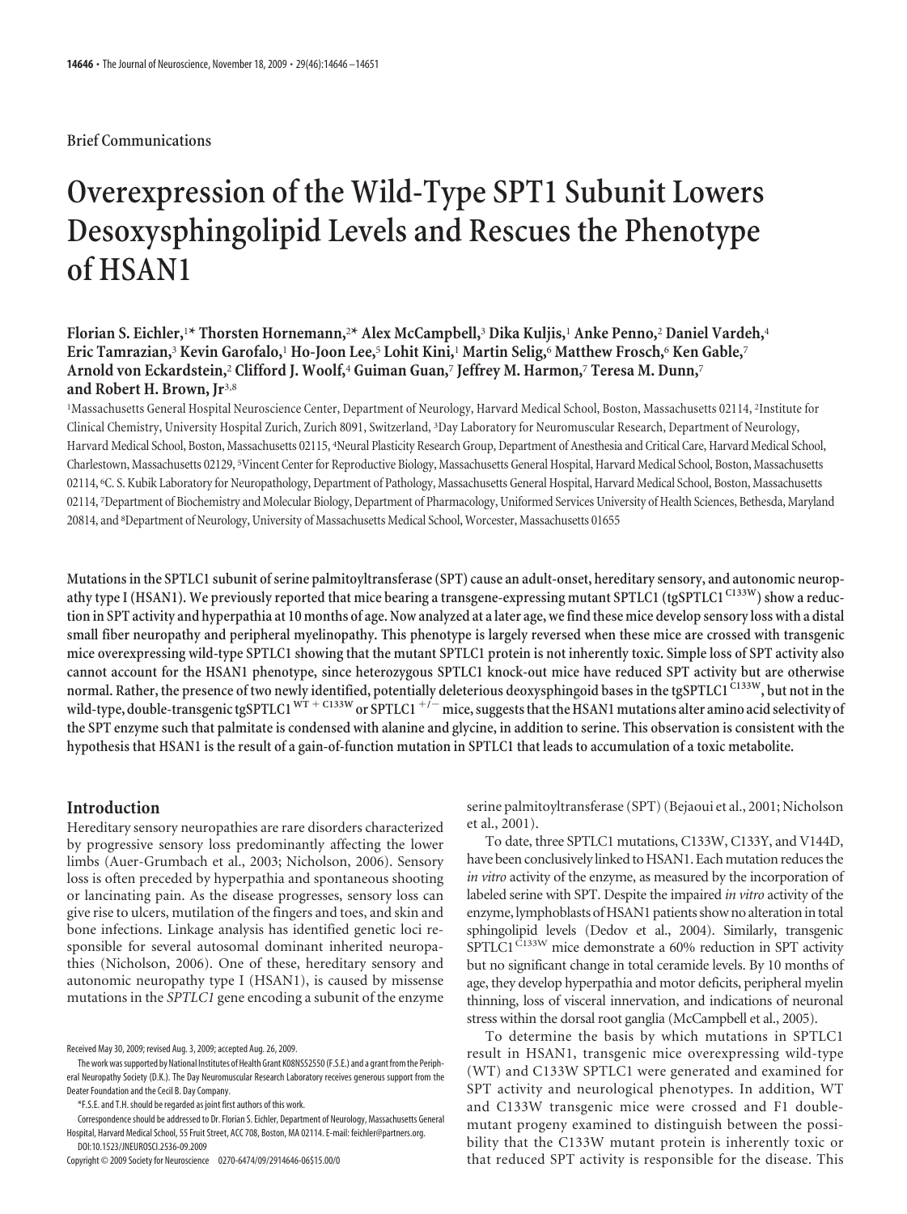Brief Communications

# Overexpression of the Wild-Type SPT1 Subunit Lowers Desoxysphingolipid Levels and Rescues the Phenotype of HSAN1

**Florian S. Eichler,[1]* Thorsten Hornemann,[2]* Alex McCampbell,[3] Dika Kuljis,[1] Anke Penno,[2] Daniel Vardeh,[4] Eric Tamrazian,[3] Kevin Garofalo,[1] Ho-Joon Lee,[5] Lohit Kini,[1] Martin Selig,[6] Matthew Frosch,[6] Ken Gable,[7] Arnold von Eckardstein,[2] Clifford J. Woolf,[4] Guiman Guan,[7] Jeffrey M. Harmon,[7] Teresa M. Dunn,[7] and Robert H. Brown, Jr[3,8]**

[1]Massachusetts General Hospital Neuroscience Center, Department of Neurology, Harvard Medical School, Boston, Massachusetts 02114, [2]Institute for Clinical Chemistry, University Hospital Zurich, Zurich 8091, Switzerland, [3]Day Laboratory for Neuromuscular Research, Department of Neurology, Harvard Medical School, Boston, Massachusetts 02115, [4]Neural Plasticity Research Group, Department of Anesthesia and Critical Care, Harvard Medical School, Charlestown, Massachusetts 02129, [5]Vincent Center for Reproductive Biology, Massachusetts General Hospital, Harvard Medical School, Boston, Massachusetts 02114, [6]C. S. Kubik Laboratory for Neuropathology, Department of Pathology, Massachusetts General Hospital, Harvard Medical School, Boston, Massachusetts 02114, [7]Department of Biochemistry and Molecular Biology, Department of Pharmacology, Uniformed Services University of Health Sciences, Bethesda, Maryland 20814, and [8]Department of Neurology, University of Massachusetts Medical School, Worcester, Massachusetts 01655

**Mutations in the SPTLC1 subunit of serine palmitoyltransferase (SPT) cause an adult-onset, hereditary sensory, and autonomic neuropathy type I (HSAN1). We previously reported that mice bearing a transgene-expressing mutant SPTLC1 (tgSPTLC1$^{C133W}$) show a reduction in SPT activity and hyperpathia at 10 months of age. Now analyzed at a later age, we find these mice develop sensory loss with a distal small fiber neuropathy and peripheral myelinopathy. This phenotype is largely reversed when these mice are crossed with transgenic mice overexpressing wild-type SPTLC1 showing that the mutant SPTLC1 protein is not inherently toxic. Simple loss of SPT activity also cannot account for the HSAN1 phenotype, since heterozygous SPTLC1 knock-out mice have reduced SPT activity but are otherwise normal. Rather, the presence of two newly identified, potentially deleterious deoxysphingoid bases in the tgSPTLC1$^{C133W}$, but not in the wild-type, double-transgenic tgSPTLC1$^{WT + C133W}$ or SPTLC1$^{+/-}$ mice, suggests that the HSAN1 mutations alter amino acid selectivity of the SPT enzyme such that palmitate is condensed with alanine and glycine, in addition to serine. This observation is consistent with the hypothesis that HSAN1 is the result of a gain-of-function mutation in SPTLC1 that leads to accumulation of a toxic metabolite.**

## Introduction

Hereditary sensory neuropathies are rare disorders characterized by progressive sensory loss predominantly affecting the lower limbs (Auer-Grumbach et al., 2003; Nicholson, 2006). Sensory loss is often preceded by hyperpathia and spontaneous shooting or lancinating pain. As the disease progresses, sensory loss can give rise to ulcers, mutilation of the fingers and toes, and skin and bone infections. Linkage analysis has identified genetic loci responsible for several autosomal dominant inherited neuropathies (Nicholson, 2006). One of these, hereditary sensory and autonomic neuropathy type I (HSAN1), is caused by missense mutations in the *SPTLC1* gene encoding a subunit of the enzyme serine palmitoyltransferase (SPT) (Bejaoui et al., 2001; Nicholson et al., 2001).

To date, three SPTLC1 mutations, C133W, C133Y, and V144D, have been conclusively linked to HSAN1. Each mutation reduces the *in vitro* activity of the enzyme, as measured by the incorporation of labeled serine with SPT. Despite the impaired *in vitro* activity of the enzyme, lymphoblasts of HSAN1 patients show no alteration in total sphingolipid levels (Dedov et al., 2004). Similarly, transgenic SPTLC1$^{C133W}$ mice demonstrate a 60% reduction in SPT activity but no significant change in total ceramide levels. By 10 months of age, they develop hyperpathia and motor deficits, peripheral myelin thinning, loss of visceral innervation, and indications of neuronal stress within the dorsal root ganglia (McCampbell et al., 2005).

To determine the basis by which mutations in SPTLC1 result in HSAN1, transgenic mice overexpressing wild-type (WT) and C133W SPTLC1 were generated and examined for SPT activity and neurological phenotypes. In addition, WT and C133W transgenic mice were crossed and F1 double-mutant progeny examined to distinguish between the possibility that the C133W mutant protein is inherently toxic or that reduced SPT activity is responsible for the disease. This

Received May 30, 2009; revised Aug. 3, 2009; accepted Aug. 26, 2009.

The work was supported by National Institutes of Health Grant K08NS52550 (F.S.E.) and a grant from the Peripheral Neuropathy Society (D.K.). The Day Neuromuscular Research Laboratory receives generous support from the Deater Foundation and the Cecil B. Day Company.

*F.S.E. and T.H. should be regarded as joint first authors of this work.

Correspondence should be addressed to Dr. Florian S. Eichler, Department of Neurology, Massachusetts General Hospital, Harvard Medical School, 55 Fruit Street, ACC 708, Boston, MA 02114. E-mail: feichler@partners.org.

DOI:10.1523/JNEUROSCI.2536-09.2009

Copyright © 2009 Society for Neuroscience 0270-6474/09/2914646-06$15.00/0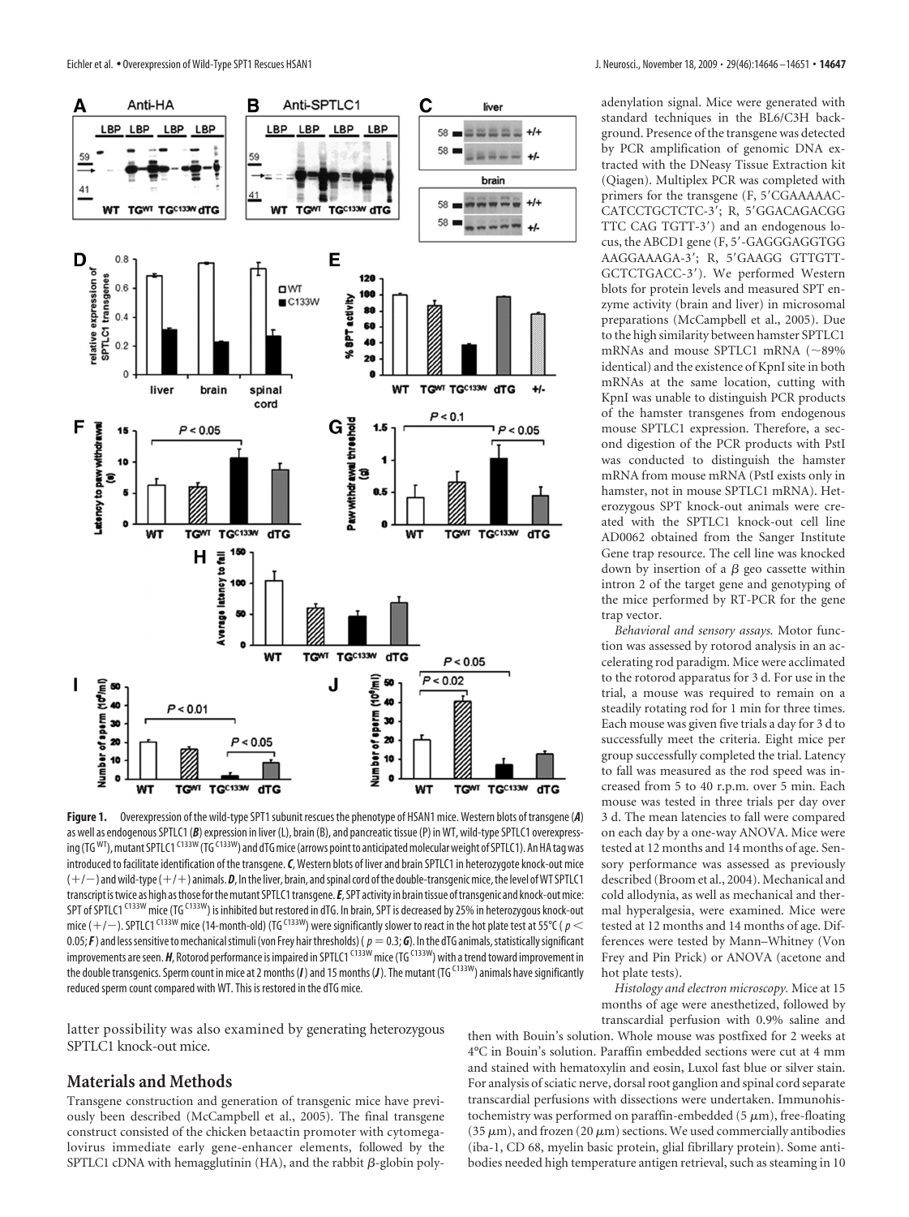**Figure 1.** Overexpression of the wild-type SPT1 subunit rescues the phenotype of HSAN1 mice. Western blots of transgene (**A**) as well as endogenous SPTLC1 (**B**) expression in liver (L), brain (B), and pancreatic tissue (P) in WT, wild-type SPTLC1 overexpressing ($TG^{WT}$), mutant SPTLC1 $^{C133W}$ ($TG^{C133W}$) and dTG mice (arrows point to anticipated molecular weight of SPTLC1). An HA tag was introduced to facilitate identification of the transgene. **C**, Western blots of liver and brain SPTLC1 in heterozygote knock-out mice (+/−) and wild-type (+/+) animals. **D**, In the liver, brain, and spinal cord of the double-transgenic mice, the level of WT SPTLC1 transcript is twice as high as those for the mutant SPTLC1 transgene. **E**, SPT activity in brain tissue of transgenic and knock-out mice: SPT of SPTLC1 $^{C133W}$ mice ($TG^{C133W}$) is inhibited but restored in dTG. In brain, SPT is decreased by 25% in heterozygous knock-out mice (+/−). SPTLC1 $^{C133W}$ mice (14-month-old) ($TG^{C133W}$) were significantly slower to react in the hot plate test at 55°C ($p < 0.05$; **F**) and less sensitive to mechanical stimuli (von Frey hair thresholds) ($p = 0.3$; **G**). In the dTG animals, statistically significant improvements are seen. **H**, Rotorod performance is impaired in SPTLC1 $^{C133W}$ mice ($TG^{C133W}$) with a trend toward improvement in the double transgenics. Sperm count in mice at 2 months (**I**) and 15 months (**J**). The mutant ($TG^{C133W}$) animals have significantly reduced sperm count compared with WT. This is restored in the dTG mice.

latter possibility was also examined by generating heterozygous SPTLC1 knock-out mice.

## Materials and Methods

Transgene construction and generation of transgenic mice have previously been described (McCampbell et al., 2005). The final transgene construct consisted of the chicken betaactin promoter with cytomegalovirus immediate early gene-enhancer elements, followed by the SPTLC1 cDNA with hemagglutinin (HA), and the rabbit β-globin polyadenylation signal. Mice were generated with standard techniques in the BL6/C3H background. Presence of the transgene was detected by PCR amplification of genomic DNA extracted with the DNeasy Tissue Extraction kit (Qiagen). Multiplex PCR was completed with primers for the transgene (F, 5′CGAAAAAC-CATCCTGCTCTC-3′; R, 5′GGACAGACGG TTC CAG TGTT-3′) and an endogenous locus, the ABCD1 gene (F, 5′-GAGGGAGGTGG AAGGAAAGA-3′; R, 5′GAAGG GTTGTT-GCTCTGACC-3′). We performed Western blots for protein levels and measured SPT enzyme activity (brain and liver) in microsomal preparations (McCampbell et al., 2005). Due to the high similarity between hamster SPTLC1 mRNAs and mouse SPTLC1 mRNA (~89% identical) and the existence of KpnI site in both mRNAs at the same location, cutting with KpnI was unable to distinguish PCR products of the hamster transgenes from endogenous mouse SPTLC1 expression. Therefore, a second digestion of the PCR products with PstI was conducted to distinguish the hamster mRNA from mouse mRNA (PstI exists only in hamster, not in mouse SPTLC1 mRNA). Heterozygous SPT knock-out animals were created with the SPTLC1 knock-out cell line AD0062 obtained from the Sanger Institute Gene trap resource. The cell line was knocked down by insertion of a β geo cassette within intron 2 of the target gene and genotyping of the mice performed by RT-PCR for the gene trap vector.

*Behavioral and sensory assays.* Motor function was assessed by rotorod analysis in an accelerating rod paradigm. Mice were acclimated to the rotorod apparatus for 3 d. For use in the trial, a mouse was required to remain on a steadily rotating rod for 1 min for three times. Each mouse was given five trials a day for 3 d to successfully meet the criteria. Eight mice per group successfully completed the trial. Latency to fall was measured as the rod speed was increased from 5 to 40 r.p.m. over 5 min. Each mouse was tested in three trials per day over 3 d. The mean latencies to fall were compared on each day by a one-way ANOVA. Mice were tested at 12 months and 14 months of age. Sensory performance was assessed as previously described (Broom et al., 2004). Mechanical and cold allodynia, as well as mechanical and thermal hyperalgesia, were examined. Mice were tested at 12 months and 14 months of age. Differences were tested by Mann–Whitney (Von Frey and Pin Prick) or ANOVA (acetone and hot plate tests).

*Histology and electron microscopy.* Mice at 15 months of age were anesthetized, followed by transcardial perfusion with 0.9% saline and then with Bouin's solution. Whole mouse was postfixed for 2 weeks at 4°C in Bouin's solution. Paraffin embedded sections were cut at 4 mm and stained with hematoxylin and eosin, Luxol fast blue or silver stain. For analysis of sciatic nerve, dorsal root ganglion and spinal cord separate transcardial perfusions with dissections were undertaken. Immunohistochemistry was performed on paraffin-embedded (5 μm), free-floating (35 μm), and frozen (20 μm) sections. We used commercially antibodies (iba-1, CD 68, myelin basic protein, glial fibrillary protein). Some antibodies needed high temperature antigen retrieval, such as steaming in 10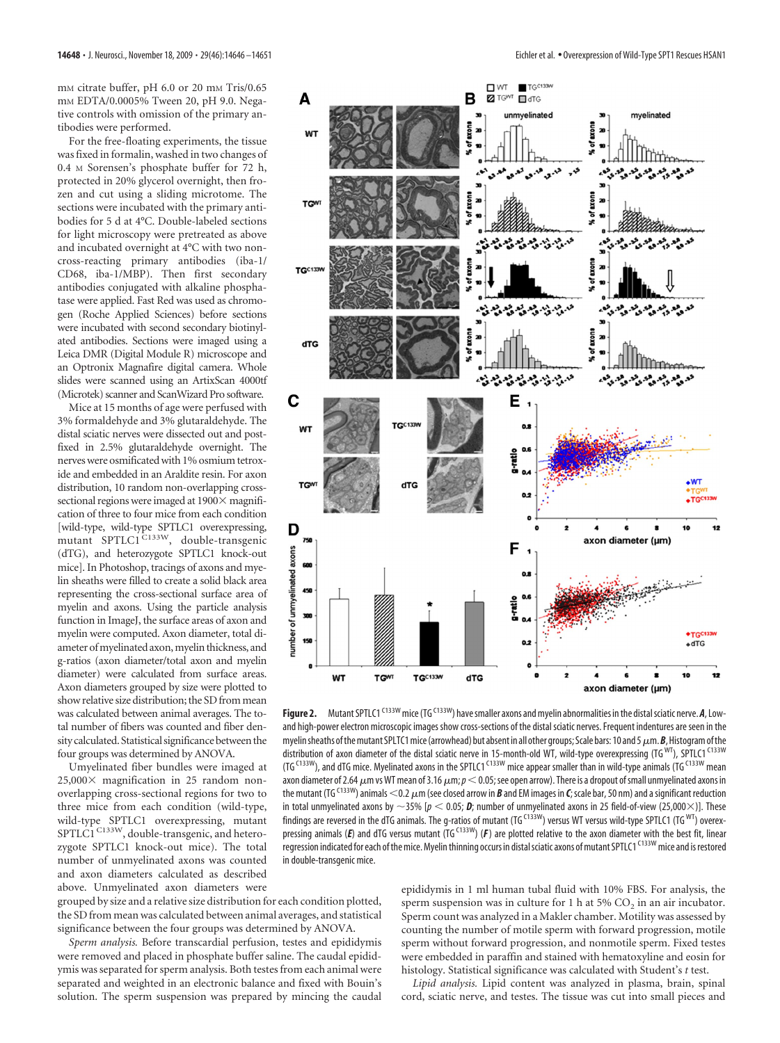mM citrate buffer, pH 6.0 or 20 mM Tris/0.65 mM EDTA/0.0005% Tween 20, pH 9.0. Negative controls with omission of the primary antibodies were performed.

For the free-floating experiments, the tissue was fixed in formalin, washed in two changes of 0.4 M Sorensen's phosphate buffer for 72 h, protected in 20% glycerol overnight, then frozen and cut using a sliding microtome. The sections were incubated with the primary antibodies for 5 d at 4°C. Double-labeled sections for light microscopy were pretreated as above and incubated overnight at 4°C with two non-cross-reacting primary antibodies (iba-1/CD68, iba-1/MBP). Then first secondary antibodies conjugated with alkaline phosphatase were applied. Fast Red was used as chromogen (Roche Applied Sciences) before sections were incubated with second secondary biotinylated antibodies. Sections were imaged using a Leica DMR (Digital Module R) microscope and an Optronix Magnafire digital camera. Whole slides were scanned using an ArtixScan 4000tf (Microtek) scanner and ScanWizard Pro software.

Mice at 15 months of age were perfused with 3% formaldehyde and 3% glutaraldehyde. The distal sciatic nerves were dissected out and postfixed in 2.5% glutaraldehyde overnight. The nerves were osmificated with 1% osmium tetroxide and embedded in an Araldite resin. For axon distribution, 10 random non-overlapping cross-sectional regions were imaged at 1900× magnification of three to four mice from each condition [wild-type, wild-type SPTLC1 overexpressing, mutant SPTLC1$^{C133W}$, double-transgenic (dTG), and heterozygote SPTLC1 knock-out mice]. In Photoshop, tracings of axons and myelin sheaths were filled to create a solid black area representing the cross-sectional surface area of myelin and axons. Using the particle analysis function in ImageJ, the surface areas of axon and myelin were computed. Axon diameter, total diameter of myelinated axon, myelin thickness, and g-ratios (axon diameter/total axon and myelin diameter) were calculated from surface areas. Axon diameters grouped by size were plotted to show relative size distribution; the SD from mean was calculated between animal averages. The total number of fibers was counted and fiber density calculated. Statistical significance between the four groups was determined by ANOVA.

Unmyelinated fiber bundles were imaged at 25,000× magnification in 25 random non-overlapping cross-sectional regions for two to three mice from each condition (wild-type, wild-type SPTLC1 overexpressing, mutant SPTLC1$^{C133W}$, double-transgenic, and heterozygote SPTLC1 knock-out mice). The total number of unmyelinated axons was counted and axon diameters calculated as described above. Unmyelinated axon diameters were grouped by size and a relative size distribution for each condition plotted, the SD from mean was calculated between animal averages, and statistical significance between the four groups was determined by ANOVA.

**Figure 2.** Mutant SPTLC1$^{C133W}$ mice (TG$^{C133W}$) have smaller axons and myelin abnormalities in the distal sciatic nerve. ***A***, Low- and high-power electron microscopic images show cross-sections of the distal sciatic nerves. Frequent indentures are seen in the myelin sheaths of the mutant SPLTC1 mice (arrowhead) but absent in all other groups; Scale bars: 10 and 5 μm. ***B***, Histogram of the distribution of axon diameter of the distal sciatic nerve in 15-month-old WT, wild-type overexpressing (TG$^{WT}$), SPTLC1$^{C133W}$ (TG$^{C133W}$), and dTG mice. Myelinated axons in the SPTLC1$^{C133W}$ mice appear smaller than in wild-type animals (TG$^{C133W}$ mean axon diameter of 2.64 μm vs WT mean of 3.16 μm; $p < 0.05$; see open arrow). There is a dropout of small unmyelinated axons in the mutant (TG$^{C133W}$) animals <0.2 μm (see closed arrow in ***B*** and EM images in ***C***; scale bar, 50 nm) and a significant reduction in total unmyelinated axons by ~35% [$p < 0.05$; ***D***; number of unmyelinated axons in 25 field-of-view (25,000×)]. These findings are reversed in the dTG animals. The g-ratios of mutant (TG$^{C133W}$) versus WT versus wild-type SPTLC1 (TG$^{WT}$) overexpressing animals (***E***) and dTG versus mutant (TG$^{C133W}$) (***F***) are plotted relative to the axon diameter with the best fit, linear regression indicated for each of the mice. Myelin thinning occurs in distal sciatic axons of mutant SPTLC1$^{C133W}$ mice and is restored in double-transgenic mice.

*Sperm analysis.* Before transcardial perfusion, testes and epididymis were removed and placed in phosphate buffer saline. The caudal epididymis was separated for sperm analysis. Both testes from each animal were separated and weighted in an electronic balance and fixed with Bouin's solution. The sperm suspension was prepared by mincing the caudal epididymis in 1 ml human tubal fluid with 10% FBS. For analysis, the sperm suspension was in culture for 1 h at 5% $CO_2$ in an air incubator. Sperm count was analyzed in a Makler chamber. Motility was assessed by counting the number of motile sperm with forward progression, motile sperm without forward progression, and nonmotile sperm. Fixed testes were embedded in paraffin and stained with hematoxyline and eosin for histology. Statistical significance was calculated with Student's *t* test.

*Lipid analysis.* Lipid content was analyzed in plasma, brain, spinal cord, sciatic nerve, and testes. The tissue was cut into small pieces and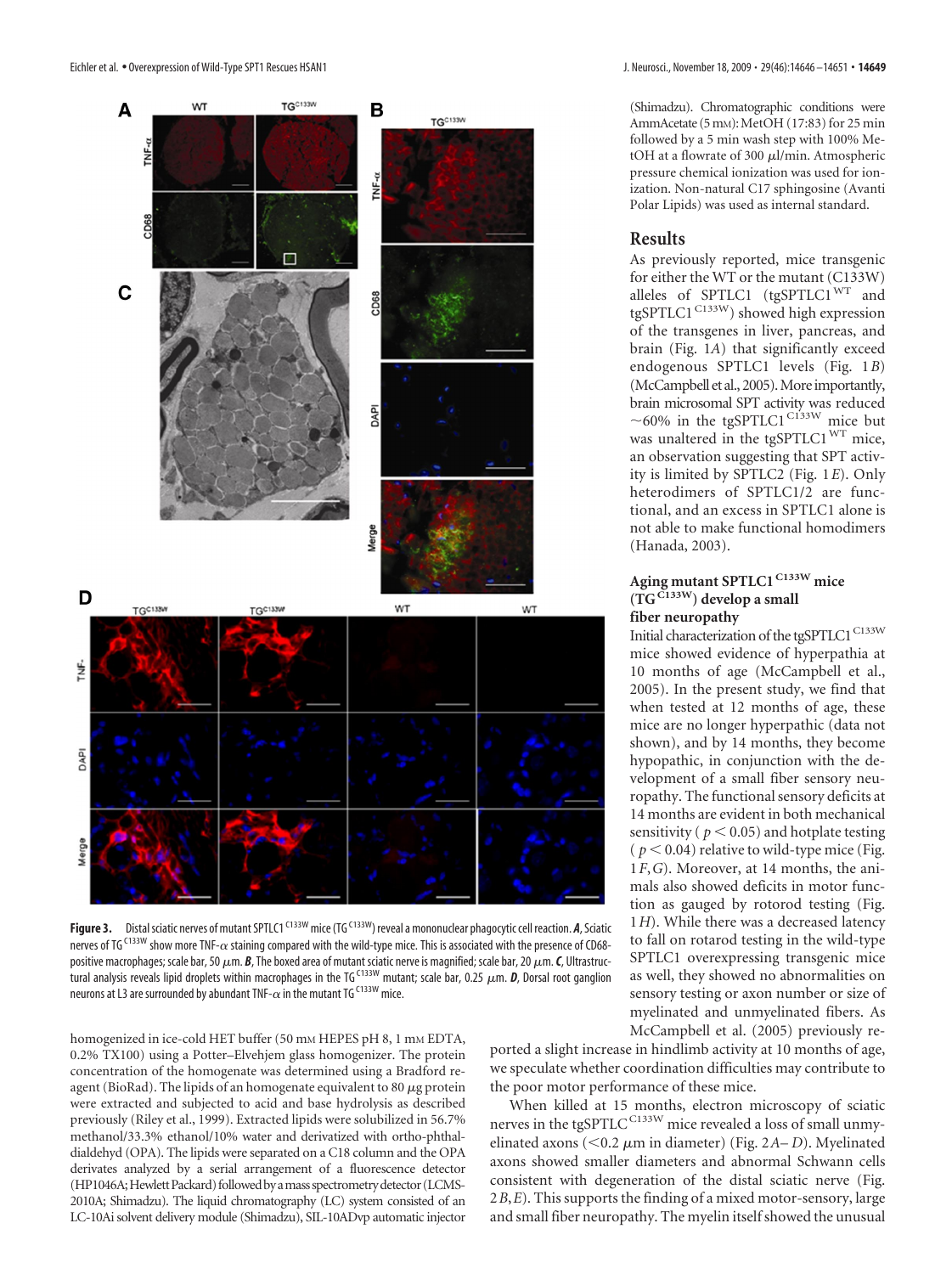**Figure 3.** Distal sciatic nerves of mutant SPTLC1 $^{C133W}$ mice (TG $^{C133W}$) reveal a mononuclear phagocytic cell reaction. ***A***, Sciatic nerves of TG $^{C133W}$ show more TNF-$\alpha$ staining compared with the wild-type mice. This is associated with the presence of CD68-positive macrophages; scale bar, 50 $\mu$m. ***B***, The boxed area of mutant sciatic nerve is magnified; scale bar, 20 $\mu$m. ***C***, Ultrastructural analysis reveals lipid droplets within macrophages in the TG $^{C133W}$ mutant; scale bar, 0.25 $\mu$m. ***D***, Dorsal root ganglion neurons at L3 are surrounded by abundant TNF-$\alpha$ in the mutant TG $^{C133W}$ mice.

homogenized in ice-cold HET buffer (50 mM HEPES pH 8, 1 mM EDTA, 0.2% TX100) using a Potter–Elvehjem glass homogenizer. The protein concentration of the homogenate was determined using a Bradford reagent (BioRad). The lipids of an homogenate equivalent to 80 $\mu$g protein were extracted and subjected to acid and base hydrolysis as described previously (Riley et al., 1999). Extracted lipids were solubilized in 56.7% methanol/33.3% ethanol/10% water and derivatized with ortho-phthaldialdehyd (OPA). The lipids were separated on a C18 column and the OPA derivates analyzed by a serial arrangement of a fluorescence detector (HP1046A; Hewlett Packard) followed by a mass spectrometry detector (LCMS-2010A; Shimadzu). The liquid chromatography (LC) system consisted of an LC-10Ai solvent delivery module (Shimadzu), SIL-10ADvp automatic injector (Shimadzu). Chromatographic conditions were AmmAcetate (5 mM):MetOH (17:83) for 25 min followed by a 5 min wash step with 100% MetOH at a flowrate of 300 $\mu$l/min. Atmospheric pressure chemical ionization was used for ionization. Non-natural C17 sphingosine (Avanti Polar Lipids) was used as internal standard.

## Results

As previously reported, mice transgenic for either the WT or the mutant (C133W) alleles of SPTLC1 (tgSPTLC1 $^{WT}$ and tgSPTLC1 $^{C133W}$) showed high expression of the transgenes in liver, pancreas, and brain (Fig. 1*A*) that significantly exceed endogenous SPTLC1 levels (Fig. 1*B*) (McCampbell et al., 2005). More importantly, brain microsomal SPT activity was reduced ~60% in the tgSPTLC1 $^{C133W}$ mice but was unaltered in the tgSPTLC1 $^{WT}$ mice, an observation suggesting that SPT activity is limited by SPTLC2 (Fig. 1*E*). Only heterodimers of SPTLC1/2 are functional, and an excess in SPTLC1 alone is not able to make functional homodimers (Hanada, 2003).

### Aging mutant SPTLC1 $^{C133W}$ mice (TG $^{C133W}$) develop a small fiber neuropathy

Initial characterization of the tgSPTLC1 $^{C133W}$ mice showed evidence of hyperpathia at 10 months of age (McCampbell et al., 2005). In the present study, we find that when tested at 12 months of age, these mice are no longer hyperpathic (data not shown), and by 14 months, they become hypopathic, in conjunction with the development of a small fiber sensory neuropathy. The functional sensory deficits at 14 months are evident in both mechanical sensitivity ( $p < 0.05$) and hotplate testing ( $p < 0.04$) relative to wild-type mice (Fig. 1*F*,*G*). Moreover, at 14 months, the animals also showed deficits in motor function as gauged by rotorod testing (Fig. 1*H*). While there was a decreased latency to fall on rotarod testing in the wild-type SPTLC1 overexpressing transgenic mice as well, they showed no abnormalities on sensory testing or axon number or size of myelinated and unmyelinated fibers. As McCampbell et al. (2005) previously reported a slight increase in hindlimb activity at 10 months of age, we speculate whether coordination difficulties may contribute to the poor motor performance of these mice.

When killed at 15 months, electron microscopy of sciatic nerves in the tgSPTLC $^{C133W}$ mice revealed a loss of small unmyelinated axons (<0.2 $\mu$m in diameter) (Fig. 2*A*–*D*). Myelinated axons showed smaller diameters and abnormal Schwann cells consistent with degeneration of the distal sciatic nerve (Fig. 2*B*,*E*). This supports the finding of a mixed motor-sensory, large and small fiber neuropathy. The myelin itself showed the unusual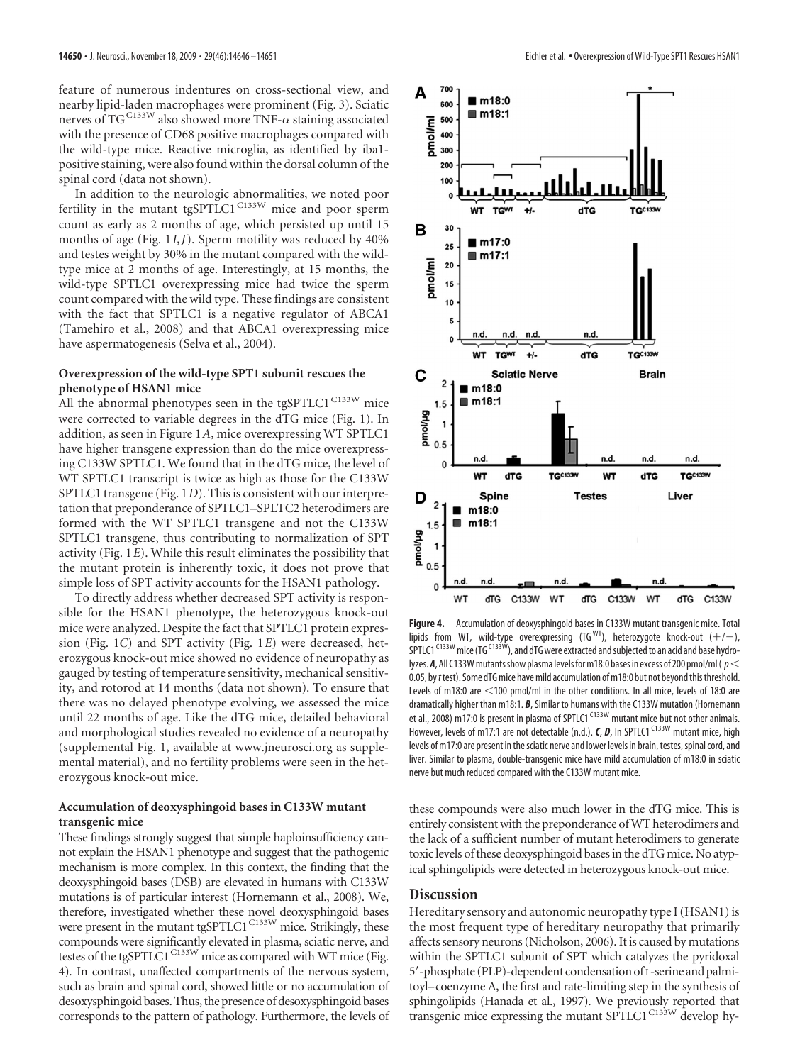feature of numerous indentures on cross-sectional view, and nearby lipid-laden macrophages were prominent (Fig. 3). Sciatic nerves of TG$^{C133W}$ also showed more TNF-$\alpha$ staining associated with the presence of CD68 positive macrophages compared with the wild-type mice. Reactive microglia, as identified by iba1-positive staining, were also found within the dorsal column of the spinal cord (data not shown).

In addition to the neurologic abnormalities, we noted poor fertility in the mutant tgSPTLC1$^{C133W}$ mice and poor sperm count as early as 2 months of age, which persisted up until 15 months of age (Fig. 1*I*,*J*). Sperm motility was reduced by 40% and testes weight by 30% in the mutant compared with the wild-type mice at 2 months of age. Interestingly, at 15 months, the wild-type SPTLC1 overexpressing mice had twice the sperm count compared with the wild type. These findings are consistent with the fact that SPTLC1 is a negative regulator of ABCA1 (Tamehiro et al., 2008) and that ABCA1 overexpressing mice have aspermatogenesis (Selva et al., 2004).

### Overexpression of the wild-type SPT1 subunit rescues the phenotype of HSAN1 mice

All the abnormal phenotypes seen in the tgSPTLC1$^{C133W}$ mice were corrected to variable degrees in the dTG mice (Fig. 1). In addition, as seen in Figure 1*A*, mice overexpressing WT SPTLC1 have higher transgene expression than do the mice overexpressing C133W SPTLC1. We found that in the dTG mice, the level of WT SPTLC1 transcript is twice as high as those for the C133W SPTLC1 transgene (Fig. 1*D*). This is consistent with our interpretation that preponderance of SPTLC1–SPLTC2 heterodimers are formed with the WT SPTLC1 transgene and not the C133W SPTLC1 transgene, thus contributing to normalization of SPT activity (Fig. 1*E*). While this result eliminates the possibility that the mutant protein is inherently toxic, it does not prove that simple loss of SPT activity accounts for the HSAN1 pathology.

To directly address whether decreased SPT activity is responsible for the HSAN1 phenotype, the heterozygous knock-out mice were analyzed. Despite the fact that SPTLC1 protein expression (Fig. 1*C*) and SPT activity (Fig. 1*E*) were decreased, heterozygous knock-out mice showed no evidence of neuropathy as gauged by testing of temperature sensitivity, mechanical sensitivity, and rotorod at 14 months (data not shown). To ensure that there was no delayed phenotype evolving, we assessed the mice until 22 months of age. Like the dTG mice, detailed behavioral and morphological studies revealed no evidence of a neuropathy (supplemental Fig. 1, available at www.jneurosci.org as supplemental material), and no fertility problems were seen in the heterozygous knock-out mice.

### Accumulation of deoxysphingoid bases in C133W mutant transgenic mice

These findings strongly suggest that simple haploinsufficiency cannot explain the HSAN1 phenotype and suggest that the pathogenic mechanism is more complex. In this context, the finding that the deoxysphingoid bases (DSB) are elevated in humans with C133W mutations is of particular interest (Hornemann et al., 2008). We, therefore, investigated whether these novel deoxysphingoid bases were present in the mutant tgSPTLC1$^{C133W}$ mice. Strikingly, these compounds were significantly elevated in plasma, sciatic nerve, and testes of the tgSPTLC1$^{C133W}$ mice as compared with WT mice (Fig. 4). In contrast, unaffected compartments of the nervous system, such as brain and spinal cord, showed little or no accumulation of desoxysphingoid bases. Thus, the presence of desoxysphingoid bases corresponds to the pattern of pathology. Furthermore, the levels of these compounds were also much lower in the dTG mice. This is entirely consistent with the preponderance of WT heterodimers and the lack of a sufficient number of mutant heterodimers to generate toxic levels of these deoxysphingoid bases in the dTG mice. No atypical sphingolipids were detected in heterozygous knock-out mice.

**Figure 4.** Accumulation of deoxysphingoid bases in C133W mutant transgenic mice. Total lipids from WT, wild-type overexpressing (TG$^{WT}$), heterozygote knock-out (+/−), SPTLC1$^{C133W}$ mice (TG$^{C133W}$), and dTG were extracted and subjected to an acid and base hydrolyzes. ***A***, All C133W mutants show plasma levels for m18:0 bases in excess of 200 pmol/ml ($p < 0.05$, by *t* test). Some dTG mice have mild accumulation of m18:0 but not beyond this threshold. Levels of m18:0 are <100 pmol/ml in the other conditions. In all mice, levels of 18:0 are dramatically higher than m18:1. ***B***, Similar to humans with the C133W mutation (Hornemann et al., 2008) m17:0 is present in plasma of SPTLC1$^{C133W}$ mutant mice but not other animals. However, levels of m17:1 are not detectable (n.d.). ***C***, ***D***, In SPTLC1$^{C133W}$ mutant mice, high levels of m17:0 are present in the sciatic nerve and lower levels in brain, testes, spinal cord, and liver. Similar to plasma, double-transgenic mice have mild accumulation of m18:0 in sciatic nerve but much reduced compared with the C133W mutant mice.

## Discussion

Hereditary sensory and autonomic neuropathy type I (HSAN1) is the most frequent type of hereditary neuropathy that primarily affects sensory neurons (Nicholson, 2006). It is caused by mutations within the SPTLC1 subunit of SPT which catalyzes the pyridoxal 5′-phosphate (PLP)-dependent condensation of L-serine and palmitoyl–coenzyme A, the first and rate-limiting step in the synthesis of sphingolipids (Hanada et al., 1997). We previously reported that transgenic mice expressing the mutant SPTLC1$^{C133W}$ develop hy-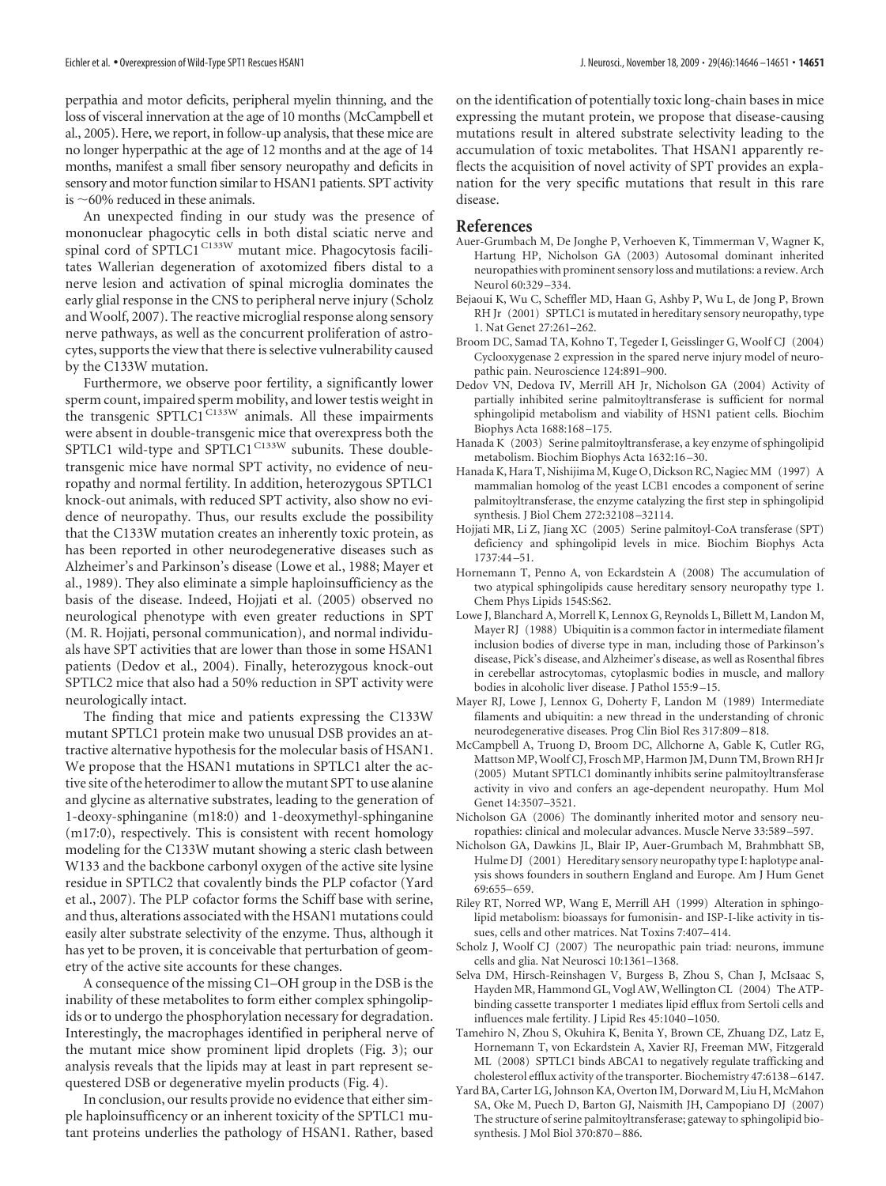perpathia and motor deficits, peripheral myelin thinning, and the loss of visceral innervation at the age of 10 months (McCampbell et al., 2005). Here, we report, in follow-up analysis, that these mice are no longer hyperpathic at the age of 12 months and at the age of 14 months, manifest a small fiber sensory neuropathy and deficits in sensory and motor function similar to HSAN1 patients. SPT activity is ~60% reduced in these animals.

An unexpected finding in our study was the presence of mononuclear phagocytic cells in both distal sciatic nerve and spinal cord of SPTLC1$^{C133W}$ mutant mice. Phagocytosis facilitates Wallerian degeneration of axotomized fibers distal to a nerve lesion and activation of spinal microglia dominates the early glial response in the CNS to peripheral nerve injury (Scholz and Woolf, 2007). The reactive microglial response along sensory nerve pathways, as well as the concurrent proliferation of astrocytes, supports the view that there is selective vulnerability caused by the C133W mutation.

Furthermore, we observe poor fertility, a significantly lower sperm count, impaired sperm mobility, and lower testis weight in the transgenic SPTLC1$^{C133W}$ animals. All these impairments were absent in double-transgenic mice that overexpress both the SPTLC1 wild-type and SPTLC1$^{C133W}$ subunits. These double-transgenic mice have normal SPT activity, no evidence of neuropathy and normal fertility. In addition, heterozygous SPTLC1 knock-out animals, with reduced SPT activity, also show no evidence of neuropathy. Thus, our results exclude the possibility that the C133W mutation creates an inherently toxic protein, as has been reported in other neurodegenerative diseases such as Alzheimer's and Parkinson's disease (Lowe et al., 1988; Mayer et al., 1989). They also eliminate a simple haploinsufficiency as the basis of the disease. Indeed, Hojjati et al. (2005) observed no neurological phenotype with even greater reductions in SPT (M. R. Hojjati, personal communication), and normal individuals have SPT activities that are lower than those in some HSAN1 patients (Dedov et al., 2004). Finally, heterozygous knock-out SPTLC2 mice that also had a 50% reduction in SPT activity were neurologically intact.

The finding that mice and patients expressing the C133W mutant SPTLC1 protein make two unusual DSB provides an attractive alternative hypothesis for the molecular basis of HSAN1. We propose that the HSAN1 mutations in SPTLC1 alter the active site of the heterodimer to allow the mutant SPT to use alanine and glycine as alternative substrates, leading to the generation of 1-deoxy-sphinganine (m18:0) and 1-deoxymethyl-sphinganine (m17:0), respectively. This is consistent with recent homology modeling for the C133W mutant showing a steric clash between W133 and the backbone carbonyl oxygen of the active site lysine residue in SPTLC2 that covalently binds the PLP cofactor (Yard et al., 2007). The PLP cofactor forms the Schiff base with serine, and thus, alterations associated with the HSAN1 mutations could easily alter substrate selectivity of the enzyme. Thus, although it has yet to be proven, it is conceivable that perturbation of geometry of the active site accounts for these changes.

A consequence of the missing C1–OH group in the DSB is the inability of these metabolites to form either complex sphingolipids or to undergo the phosphorylation necessary for degradation. Interestingly, the macrophages identified in peripheral nerve of the mutant mice show prominent lipid droplets (Fig. 3); our analysis reveals that the lipids may at least in part represent sequestered DSB or degenerative myelin products (Fig. 4).

In conclusion, our results provide no evidence that either simple haploinsufficency or an inherent toxicity of the SPTLC1 mutant proteins underlies the pathology of HSAN1. Rather, based on the identification of potentially toxic long-chain bases in mice expressing the mutant protein, we propose that disease-causing mutations result in altered substrate selectivity leading to the accumulation of toxic metabolites. That HSAN1 apparently reflects the acquisition of novel activity of SPT provides an explanation for the very specific mutations that result in this rare disease.

## References

Auer-Grumbach M, De Jonghe P, Verhoeven K, Timmerman V, Wagner K, Hartung HP, Nicholson GA (2003) Autosomal dominant inherited neuropathies with prominent sensory loss and mutilations: a review. Arch Neurol 60:329–334.

Bejaoui K, Wu C, Scheffler MD, Haan G, Ashby P, Wu L, de Jong P, Brown RH Jr (2001) SPTLC1 is mutated in hereditary sensory neuropathy, type 1. Nat Genet 27:261–262.

Broom DC, Samad TA, Kohno T, Tegeder I, Geisslinger G, Woolf CJ (2004) Cyclooxygenase 2 expression in the spared nerve injury model of neuropathic pain. Neuroscience 124:891–900.

Dedov VN, Dedova IV, Merrill AH Jr, Nicholson GA (2004) Activity of partially inhibited serine palmitoyltransferase is sufficient for normal sphingolipid metabolism and viability of HSN1 patient cells. Biochim Biophys Acta 1688:168–175.

Hanada K (2003) Serine palmitoyltransferase, a key enzyme of sphingolipid metabolism. Biochim Biophys Acta 1632:16–30.

Hanada K, Hara T, Nishijima M, Kuge O, Dickson RC, Nagiec MM (1997) A mammalian homolog of the yeast LCB1 encodes a component of serine palmitoyltransferase, the enzyme catalyzing the first step in sphingolipid synthesis. J Biol Chem 272:32108–32114.

Hojjati MR, Li Z, Jiang XC (2005) Serine palmitoyl-CoA transferase (SPT) deficiency and sphingolipid levels in mice. Biochim Biophys Acta 1737:44–51.

Hornemann T, Penno A, von Eckardstein A (2008) The accumulation of two atypical sphingolipids cause hereditary sensory neuropathy type 1. Chem Phys Lipids 154S:S62.

Lowe J, Blanchard A, Morrell K, Lennox G, Reynolds L, Billett M, Landon M, Mayer RJ (1988) Ubiquitin is a common factor in intermediate filament inclusion bodies of diverse type in man, including those of Parkinson's disease, Pick's disease, and Alzheimer's disease, as well as Rosenthal fibres in cerebellar astrocytomas, cytoplasmic bodies in muscle, and mallory bodies in alcoholic liver disease. J Pathol 155:9–15.

Mayer RJ, Lowe J, Lennox G, Doherty F, Landon M (1989) Intermediate filaments and ubiquitin: a new thread in the understanding of chronic neurodegenerative diseases. Prog Clin Biol Res 317:809–818.

McCampbell A, Truong D, Broom DC, Allchorne A, Gable K, Cutler RG, Mattson MP, Woolf CJ, Frosch MP, Harmon JM, Dunn TM, Brown RH Jr (2005) Mutant SPTLC1 dominantly inhibits serine palmitoyltransferase activity in vivo and confers an age-dependent neuropathy. Hum Mol Genet 14:3507–3521.

Nicholson GA (2006) The dominantly inherited motor and sensory neuropathies: clinical and molecular advances. Muscle Nerve 33:589–597.

Nicholson GA, Dawkins JL, Blair IP, Auer-Grumbach M, Brahmbhatt SB, Hulme DJ (2001) Hereditary sensory neuropathy type I: haplotype analysis shows founders in southern England and Europe. Am J Hum Genet 69:655–659.

Riley RT, Norred WP, Wang E, Merrill AH (1999) Alteration in sphingolipid metabolism: bioassays for fumonisin- and ISP-I-like activity in tissues, cells and other matrices. Nat Toxins 7:407–414.

Scholz J, Woolf CJ (2007) The neuropathic pain triad: neurons, immune cells and glia. Nat Neurosci 10:1361–1368.

Selva DM, Hirsch-Reinshagen V, Burgess B, Zhou S, Chan J, McIsaac S, Hayden MR, Hammond GL, Vogl AW, Wellington CL (2004) The ATP-binding cassette transporter 1 mediates lipid efflux from Sertoli cells and influences male fertility. J Lipid Res 45:1040–1050.

Tamehiro N, Zhou S, Okuhira K, Benita Y, Brown CE, Zhuang DZ, Latz E, Hornemann T, von Eckardstein A, Xavier RJ, Freeman MW, Fitzgerald ML (2008) SPTLC1 binds ABCA1 to negatively regulate trafficking and cholesterol efflux activity of the transporter. Biochemistry 47:6138–6147.

Yard BA, Carter LG, Johnson KA, Overton IM, Dorward M, Liu H, McMahon SA, Oke M, Puech D, Barton GJ, Naismith JH, Campopiano DJ (2007) The structure of serine palmitoyltransferase; gateway to sphingolipid biosynthesis. J Mol Biol 370:870–886.